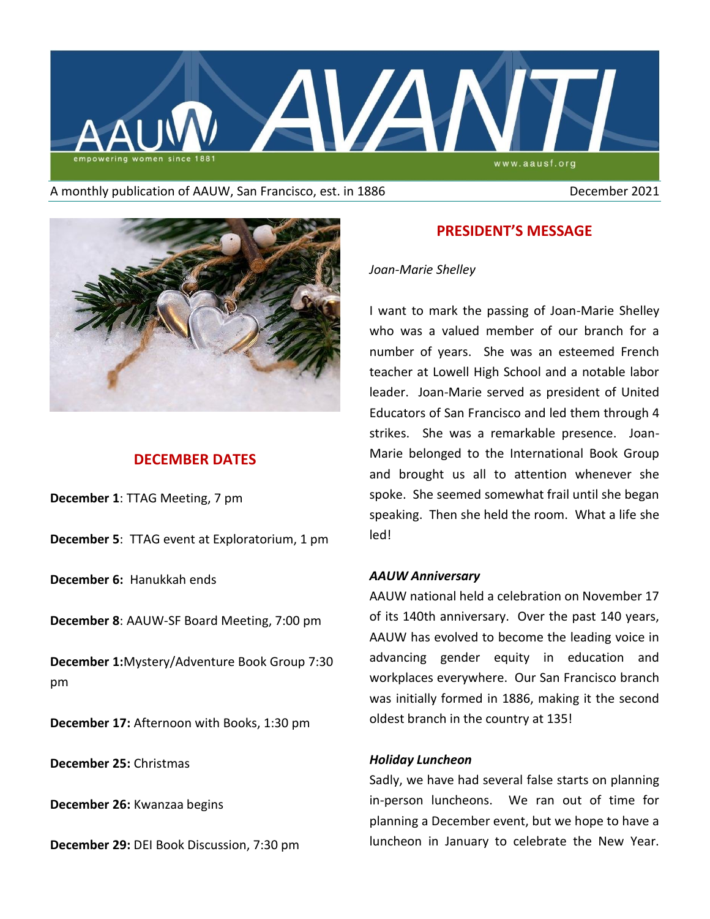# AAUW AVANTI

empowering women since 1881

www.aausf.org

A monthly publication of AAUW, San Francisco, est. in 1886 December 2021

## DECEMBER DATES

**December 1**: TTAG Meeting, 7 pm

**December 5**: TTAG event at Exploratorium, 1 pm

**December 6:** Hanukkah ends

**December 8**: AAUW-SF Board Meeting, 7:00 pm

**December 1:**Mystery/Adventure Book Group 7:30 pm

**December 17:** Afternoon with Books, 1:30 pm

**December 25:** Christmas

**December 26:** Kwanzaa begins

**December 29:** DEI Book Discussion, 7:30 pm

## PRESIDENT'S MESSAGE

*Joan-Marie Shelley*

I want to mark the passing of Joan-Marie Shelley who was a valued member of our branch for a number of years. She was an esteemed French teacher at Lowell High School and a notable labor leader. Joan-Marie served as president of United Educators of San Francisco and led them through 4 strikes. She was a remarkable presence. Joan-Marie belonged to the International Book Group and brought us all to attention whenever she spoke. She seemed somewhat frail until she began speaking. Then she held the room. What a life she led!

***AAUW Anniversary***

AAUW national held a celebration on November 17 of its 140th anniversary. Over the past 140 years, AAUW has evolved to become the leading voice in advancing gender equity in education and workplaces everywhere. Our San Francisco branch was initially formed in 1886, making it the second oldest branch in the country at 135!

***Holiday Luncheon***

Sadly, we have had several false starts on planning in-person luncheons. We ran out of time for planning a December event, but we hope to have a luncheon in January to celebrate the New Year.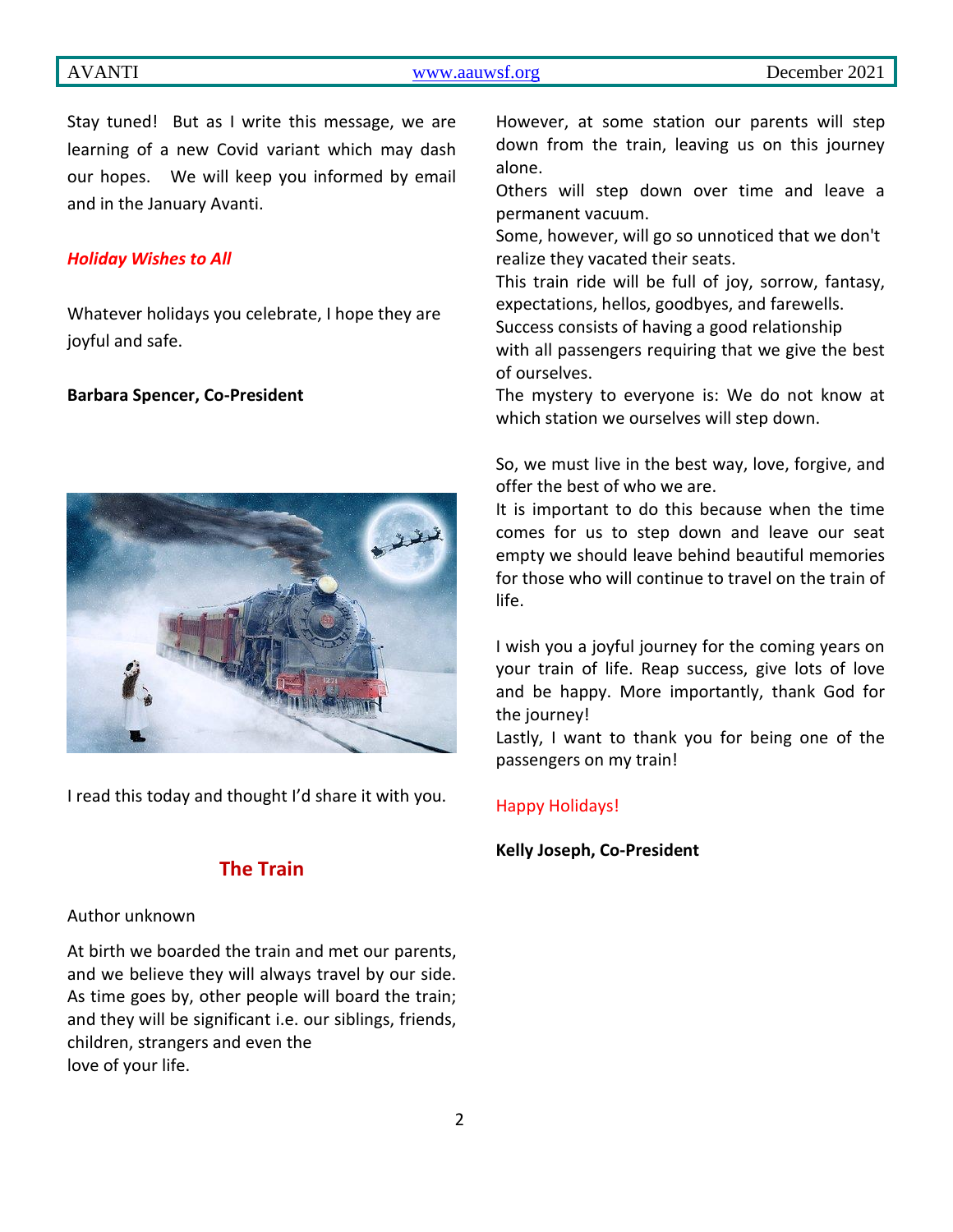Stay tuned! But as I write this message, we are learning of a new Covid variant which may dash our hopes. We will keep you informed by email and in the January Avanti.

***Holiday Wishes to All***

Whatever holidays you celebrate, I hope they are joyful and safe.

**Barbara Spencer, Co-President**

I read this today and thought I'd share it with you.

## The Train

Author unknown

At birth we boarded the train and met our parents, and we believe they will always travel by our side. As time goes by, other people will board the train; and they will be significant i.e. our siblings, friends, children, strangers and even the love of your life.

However, at some station our parents will step down from the train, leaving us on this journey alone.
Others will step down over time and leave a permanent vacuum.
Some, however, will go so unnoticed that we don't realize they vacated their seats.
This train ride will be full of joy, sorrow, fantasy, expectations, hellos, goodbyes, and farewells.
Success consists of having a good relationship with all passengers requiring that we give the best of ourselves.
The mystery to everyone is: We do not know at which station we ourselves will step down.

So, we must live in the best way, love, forgive, and offer the best of who we are.
It is important to do this because when the time comes for us to step down and leave our seat empty we should leave behind beautiful memories for those who will continue to travel on the train of life.

I wish you a joyful journey for the coming years on your train of life. Reap success, give lots of love and be happy. More importantly, thank God for the journey!
Lastly, I want to thank you for being one of the passengers on my train!

Happy Holidays!

**Kelly Joseph, Co-President**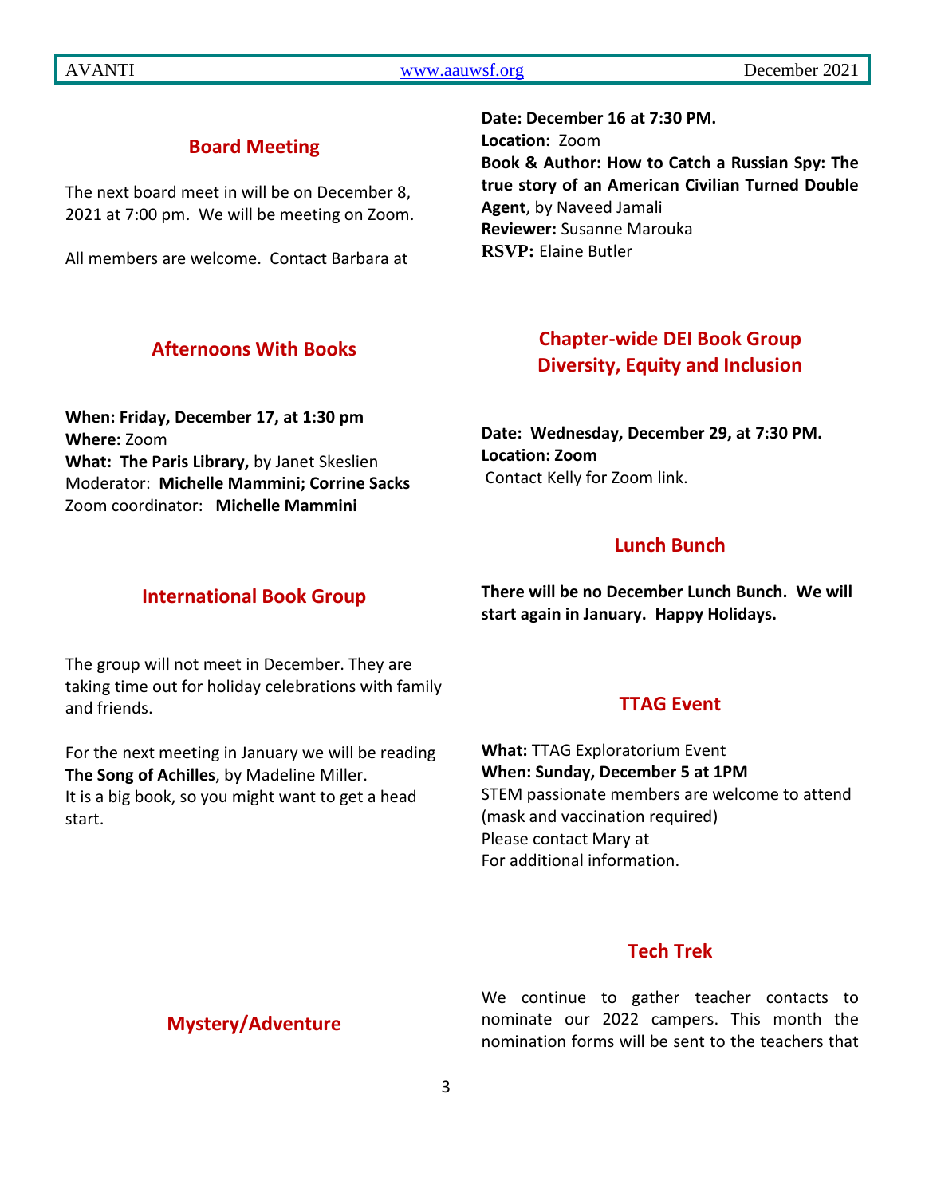## Board Meeting

The next board meet in will be on December 8, 2021 at 7:00 pm. We will be meeting on Zoom.

All members are welcome. Contact Barbara at

## Afternoons With Books

**When: Friday, December 17, at 1:30 pm**
**Where:** Zoom
**What: The Paris Library,** by Janet Skeslien
Moderator: **Michelle Mammini; Corrine Sacks**
Zoom coordinator: **Michelle Mammini**

## International Book Group

The group will not meet in December. They are taking time out for holiday celebrations with family and friends.

For the next meeting in January we will be reading **The Song of Achilles**, by Madeline Miller.
It is a big book, so you might want to get a head start.

## Mystery/Adventure

**Date: December 16 at 7:30 PM.**
**Location:** Zoom
**Book & Author: How to Catch a Russian Spy: The true story of an American Civilian Turned Double Agent**, by Naveed Jamali
**Reviewer:** Susanne Marouka
**RSVP:** Elaine Butler

## Chapter-wide DEI Book Group
## Diversity, Equity and Inclusion

**Date: Wednesday, December 29, at 7:30 PM.**
**Location: Zoom**
Contact Kelly for Zoom link.

## Lunch Bunch

**There will be no December Lunch Bunch. We will start again in January. Happy Holidays.**

## TTAG Event

**What:** TTAG Exploratorium Event
**When: Sunday, December 5 at 1PM**
STEM passionate members are welcome to attend (mask and vaccination required)
Please contact Mary at
For additional information.

## Tech Trek

We continue to gather teacher contacts to nominate our 2022 campers. This month the nomination forms will be sent to the teachers that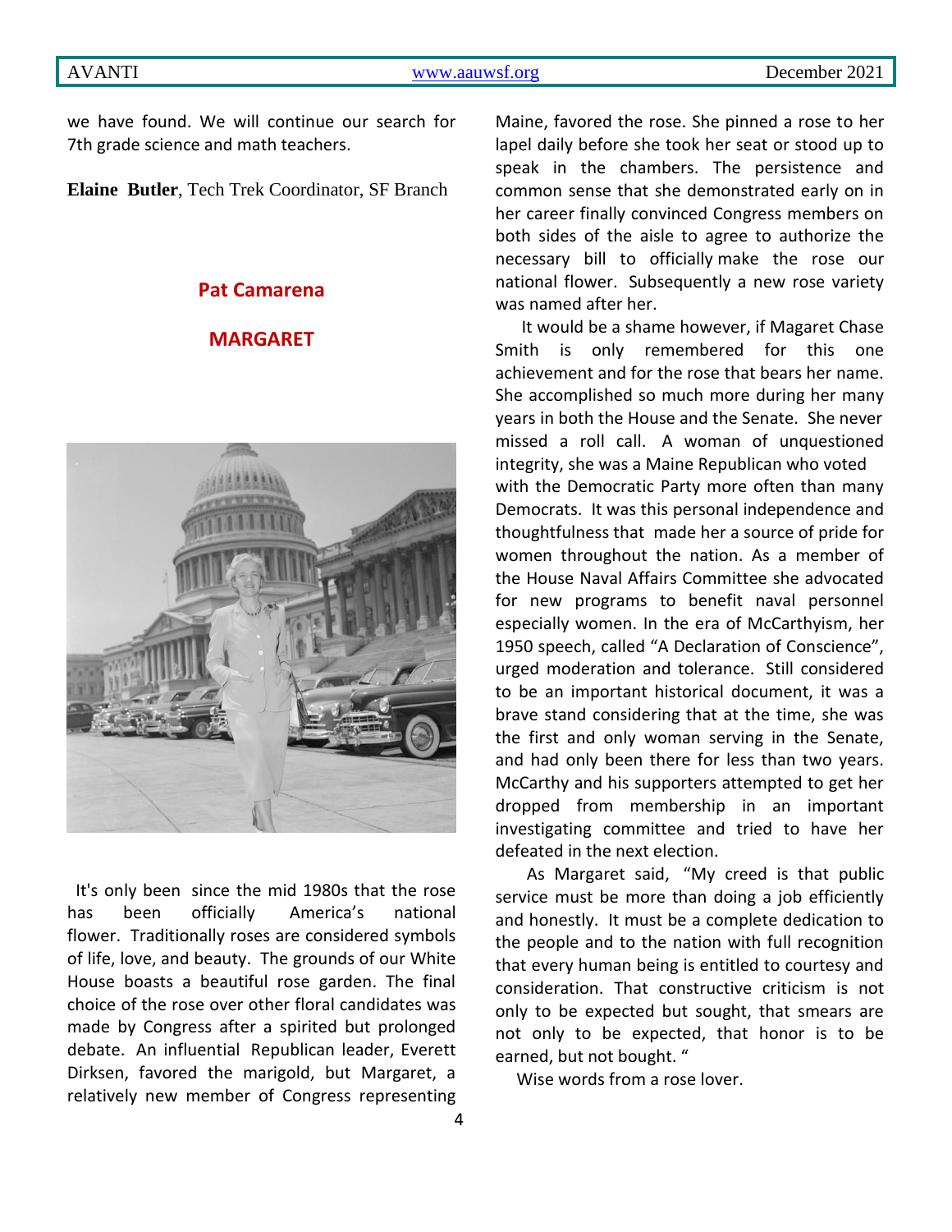we have found. We will continue our search for 7th grade science and math teachers.

**Elaine Butler**, Tech Trek Coordinator, SF Branch

**Pat Camarena**

## MARGARET

It's only been since the mid 1980s that the rose has been officially America's national flower. Traditionally roses are considered symbols of life, love, and beauty. The grounds of our White House boasts a beautiful rose garden. The final choice of the rose over other floral candidates was made by Congress after a spirited but prolonged debate. An influential Republican leader, Everett Dirksen, favored the marigold, but Margaret, a relatively new member of Congress representing Maine, favored the rose. She pinned a rose to her lapel daily before she took her seat or stood up to speak in the chambers. The persistence and common sense that she demonstrated early on in her career finally convinced Congress members on both sides of the aisle to agree to authorize the necessary bill to officially make the rose our national flower. Subsequently a new rose variety was named after her.

It would be a shame however, if Magaret Chase Smith is only remembered for this one achievement and for the rose that bears her name. She accomplished so much more during her many years in both the House and the Senate. She never missed a roll call. A woman of unquestioned integrity, she was a Maine Republican who voted with the Democratic Party more often than many Democrats. It was this personal independence and thoughtfulness that made her a source of pride for women throughout the nation. As a member of the House Naval Affairs Committee she advocated for new programs to benefit naval personnel especially women. In the era of McCarthyism, her 1950 speech, called "A Declaration of Conscience", urged moderation and tolerance. Still considered to be an important historical document, it was a brave stand considering that at the time, she was the first and only woman serving in the Senate, and had only been there for less than two years. McCarthy and his supporters attempted to get her dropped from membership in an important investigating committee and tried to have her defeated in the next election.

As Margaret said, "My creed is that public service must be more than doing a job efficiently and honestly. It must be a complete dedication to the people and to the nation with full recognition that every human being is entitled to courtesy and consideration. That constructive criticism is not only to be expected but sought, that smears are not only to be expected, that honor is to be earned, but not bought. "

Wise words from a rose lover.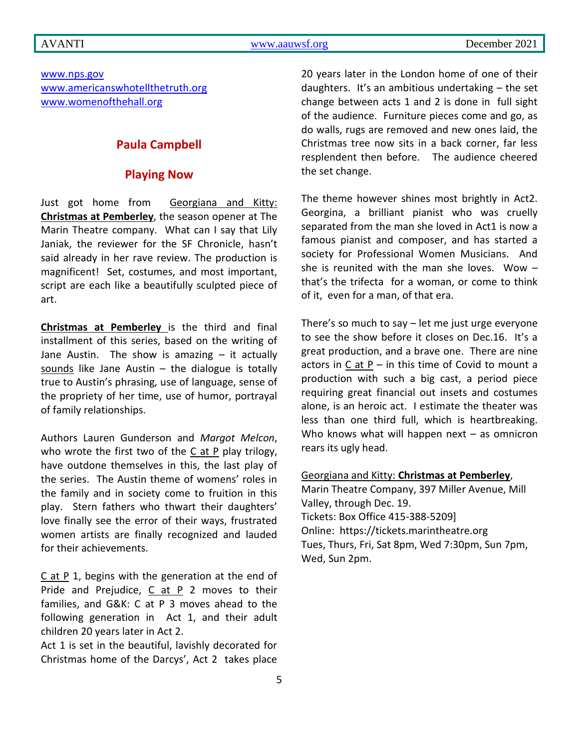www.nps.gov
www.americanswhotellthetruth.org
www.womenofthehall.org

## Paula Campbell

## Playing Now

Just got home from Georgiana and Kitty: **Christmas at Pemberley**, the season opener at The Marin Theatre company. What can I say that Lily Janiak, the reviewer for the SF Chronicle, hasn't said already in her rave review. The production is magnificent! Set, costumes, and most important, script are each like a beautifully sculpted piece of art.

**Christmas at Pemberley** is the third and final installment of this series, based on the writing of Jane Austin. The show is amazing – it actually sounds like Jane Austin – the dialogue is totally true to Austin's phrasing, use of language, sense of the propriety of her time, use of humor, portrayal of family relationships.

Authors Lauren Gunderson and *Margot Melcon*, who wrote the first two of the C at P play trilogy, have outdone themselves in this, the last play of the series. The Austin theme of womens' roles in the family and in society come to fruition in this play. Stern fathers who thwart their daughters' love finally see the error of their ways, frustrated women artists are finally recognized and lauded for their achievements.

C at P 1, begins with the generation at the end of Pride and Prejudice, C at P 2 moves to their families, and G&K: C at P 3 moves ahead to the following generation in Act 1, and their adult children 20 years later in Act 2.
Act 1 is set in the beautiful, lavishly decorated for Christmas home of the Darcys', Act 2 takes place 20 years later in the London home of one of their daughters. It's an ambitious undertaking – the set change between acts 1 and 2 is done in full sight of the audience. Furniture pieces come and go, as do walls, rugs are removed and new ones laid, the Christmas tree now sits in a back corner, far less resplendent then before. The audience cheered the set change.

The theme however shines most brightly in Act2. Georgina, a brilliant pianist who was cruelly separated from the man she loved in Act1 is now a famous pianist and composer, and has started a society for Professional Women Musicians. And she is reunited with the man she loves. Wow – that's the trifecta for a woman, or come to think of it, even for a man, of that era.

There's so much to say – let me just urge everyone to see the show before it closes on Dec.16. It's a great production, and a brave one. There are nine actors in C at P – in this time of Covid to mount a production with such a big cast, a period piece requiring great financial out insets and costumes alone, is an heroic act. I estimate the theater was less than one third full, which is heartbreaking. Who knows what will happen next – as omnicron rears its ugly head.

Georgiana and Kitty: **Christmas at Pemberley**,
Marin Theatre Company, 397 Miller Avenue, Mill Valley, through Dec. 19.
Tickets: Box Office 415-388-5209]
Online: https://tickets.marintheatre.org
Tues, Thurs, Fri, Sat 8pm, Wed 7:30pm, Sun 7pm, Wed, Sun 2pm.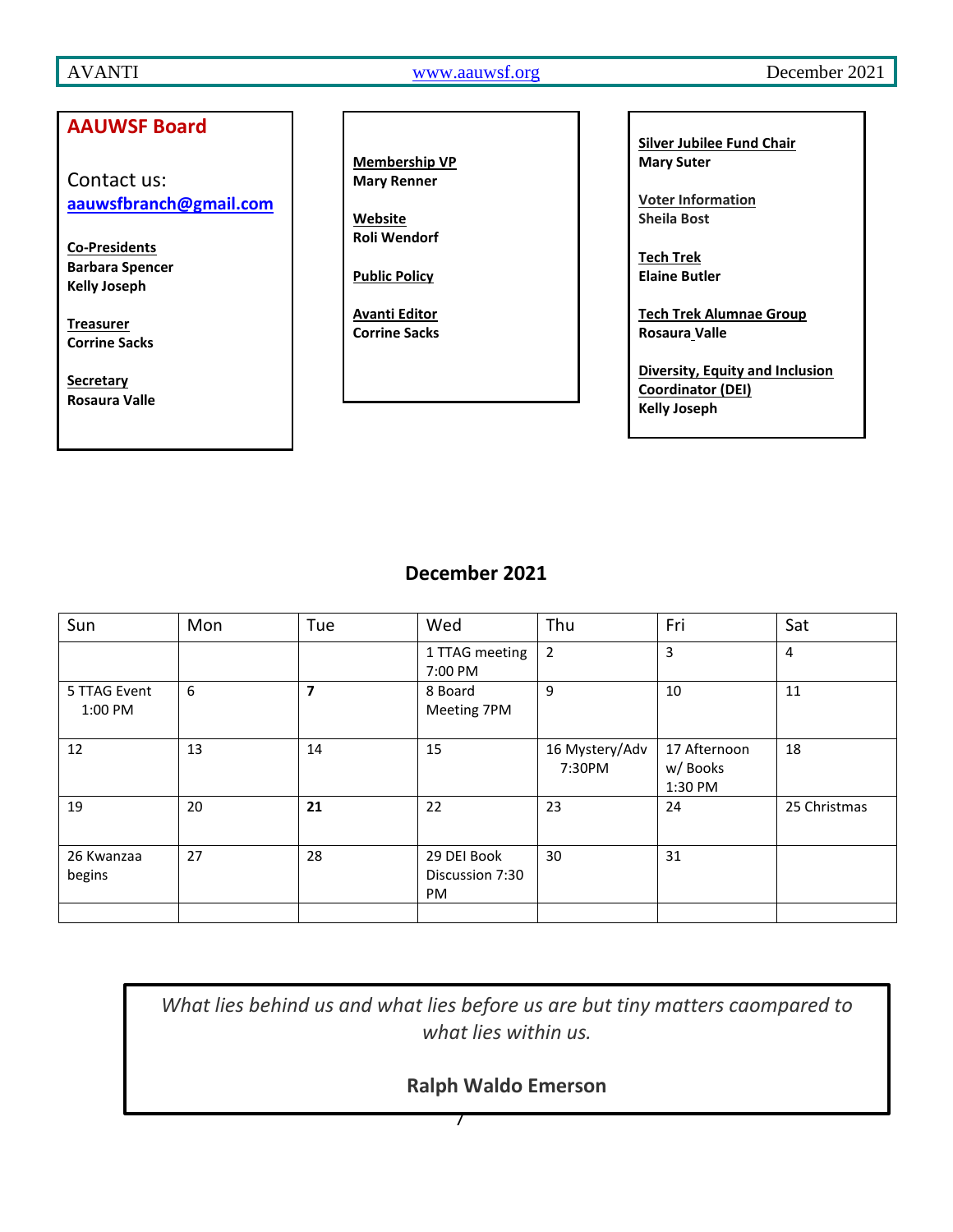## AAUWSF Board

Contact us:
**[aauwsfbranch@gmail.com](mailto:aauwsfbranch@gmail.com)**

**Co-Presidents**
**Barbara Spencer**
**Kelly Joseph**

**Treasurer**
**Corrine Sacks**

**Secretary**
**Rosaura Valle**

**Membership VP**
**Mary Renner**

**Website**
**Roli Wendorf**

**Public Policy**

**Avanti Editor**
**Corrine Sacks**

**Silver Jubilee Fund Chair**
**Mary Suter**

**Voter Information**
**Sheila Bost**

**Tech Trek**
**Elaine Butler**

**Tech Trek Alumnae Group**
**Rosaura Valle**

**Diversity, Equity and Inclusion Coordinator (DEI)**
**Kelly Joseph**

## December 2021

| Sun | Mon | Tue | Wed | Thu | Fri | Sat |
|---|---|---|---|---|---|---|
| | | | 1 TTAG meeting 7:00 PM | 2 | 3 | 4 |
| 5 TTAG Event 1:00 PM | 6 | **7** | 8 Board Meeting 7PM | 9 | 10 | 11 |
| 12 | 13 | 14 | 15 | 16 Mystery/Adv 7:30PM | 17 Afternoon w/ Books 1:30 PM | 18 |
| 19 | 20 | **21** | 22 | 23 | 24 | 25 Christmas |
| 26 Kwanzaa begins | 27 | 28 | 29 DEI Book Discussion 7:30 PM | 30 | 31 | |
| | | | | | | |

*What lies behind us and what lies before us are but tiny matters caompared to what lies within us.*

**Ralph Waldo Emerson**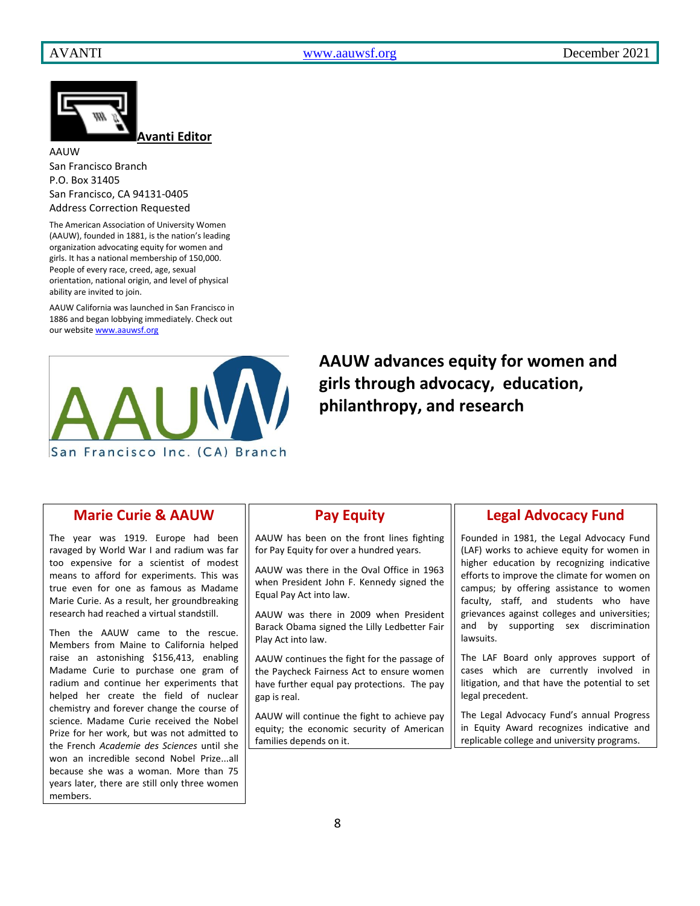**Avanti Editor**

AAUW
San Francisco Branch
P.O. Box 31405
San Francisco, CA 94131-0405
Address Correction Requested

The American Association of University Women (AAUW), founded in 1881, is the nation's leading organization advocating equity for women and girls. It has a national membership of 150,000. People of every race, creed, age, sexual orientation, national origin, and level of physical ability are invited to join.

AAUW California was launched in San Francisco in 1886 and began lobbying immediately. Check out our website www.aauwsf.org

AAUW
San Francisco Inc. (CA) Branch

## AAUW advances equity for women and girls through advocacy, education, philanthropy, and research

## Marie Curie & AAUW

The year was 1919. Europe had been ravaged by World War I and radium was far too expensive for a scientist of modest means to afford for experiments. This was true even for one as famous as Madame Marie Curie. As a result, her groundbreaking research had reached a virtual standstill.

Then the AAUW came to the rescue. Members from Maine to California helped raise an astonishing $156,413, enabling Madame Curie to purchase one gram of radium and continue her experiments that helped her create the field of nuclear chemistry and forever change the course of science. Madame Curie received the Nobel Prize for her work, but was not admitted to the French *Academie des Sciences* until she won an incredible second Nobel Prize...all because she was a woman. More than 75 years later, there are still only three women members.

## Pay Equity

AAUW has been on the front lines fighting for Pay Equity for over a hundred years.

AAUW was there in the Oval Office in 1963 when President John F. Kennedy signed the Equal Pay Act into law.

AAUW was there in 2009 when President Barack Obama signed the Lilly Ledbetter Fair Play Act into law.

AAUW continues the fight for the passage of the Paycheck Fairness Act to ensure women have further equal pay protections. The pay gap is real.

AAUW will continue the fight to achieve pay equity; the economic security of American families depends on it.

## Legal Advocacy Fund

Founded in 1981, the Legal Advocacy Fund (LAF) works to achieve equity for women in higher education by recognizing indicative efforts to improve the climate for women on campus; by offering assistance to women faculty, staff, and students who have grievances against colleges and universities; and by supporting sex discrimination lawsuits.

The LAF Board only approves support of cases which are currently involved in litigation, and that have the potential to set legal precedent.

The Legal Advocacy Fund's annual Progress in Equity Award recognizes indicative and replicable college and university programs.